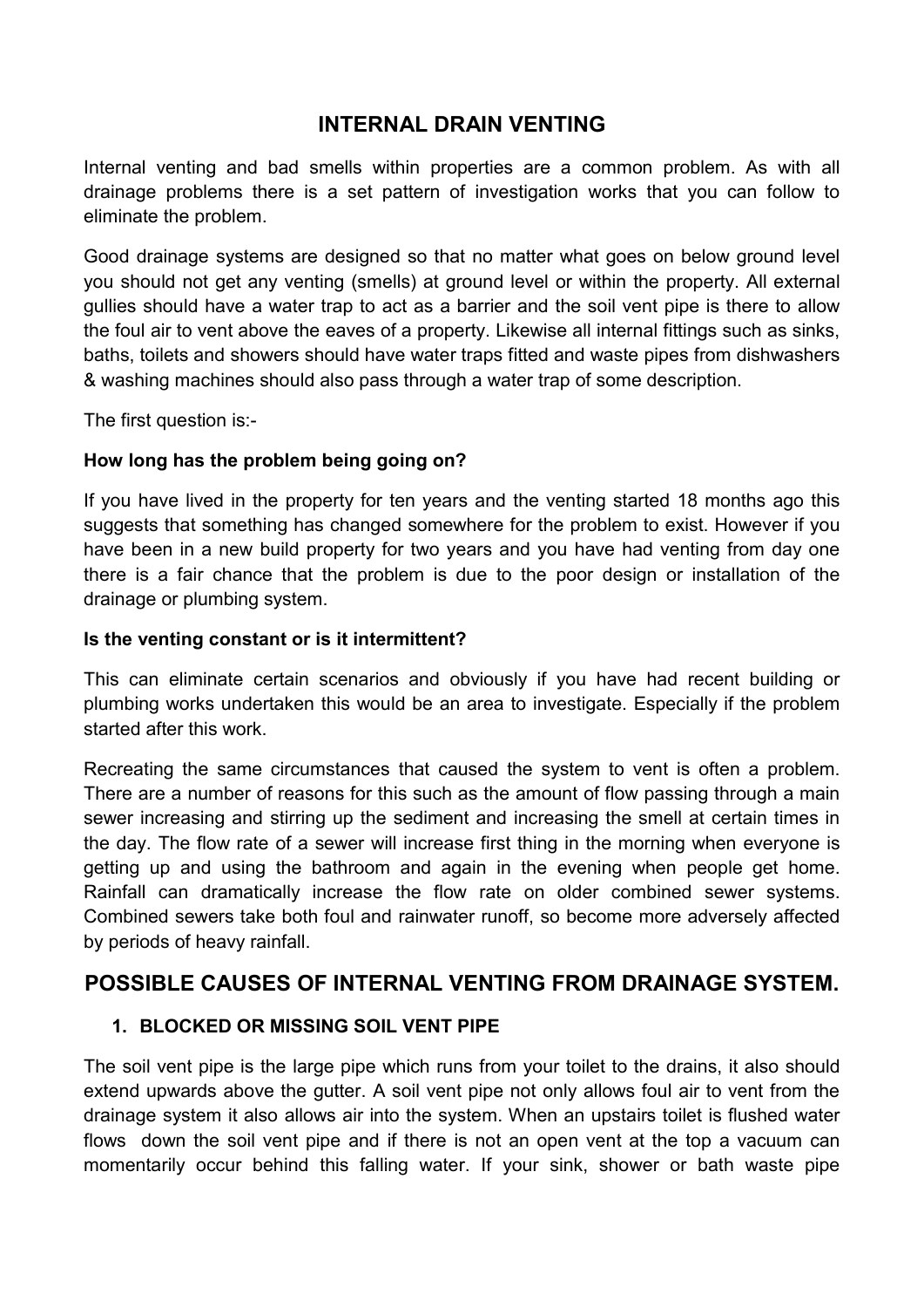# INTERNAL DRAIN VENTING

Internal venting and bad smells within properties are a common problem. As with all drainage problems there is a set pattern of investigation works that you can follow to eliminate the problem.

Good drainage systems are designed so that no matter what goes on below ground level you should not get any venting (smells) at ground level or within the property. All external gullies should have a water trap to act as a barrier and the soil vent pipe is there to allow the foul air to vent above the eaves of a property. Likewise all internal fittings such as sinks, baths, toilets and showers should have water traps fitted and waste pipes from dishwashers & washing machines should also pass through a water trap of some description.

The first question is:-

**How long has the problem being going on?**

If you have lived in the property for ten years and the venting started 18 months ago this suggests that something has changed somewhere for the problem to exist. However if you have been in a new build property for two years and you have had venting from day one there is a fair chance that the problem is due to the poor design or installation of the drainage or plumbing system.

**Is the venting constant or is it intermittent?**

This can eliminate certain scenarios and obviously if you have had recent building or plumbing works undertaken this would be an area to investigate. Especially if the problem started after this work.

Recreating the same circumstances that caused the system to vent is often a problem. There are a number of reasons for this such as the amount of flow passing through a main sewer increasing and stirring up the sediment and increasing the smell at certain times in the day. The flow rate of a sewer will increase first thing in the morning when everyone is getting up and using the bathroom and again in the evening when people get home. Rainfall can dramatically increase the flow rate on older combined sewer systems. Combined sewers take both foul and rainwater runoff, so become more adversely affected by periods of heavy rainfall.

## POSSIBLE CAUSES OF INTERNAL VENTING FROM DRAINAGE SYSTEM.

### 1. BLOCKED OR MISSING SOIL VENT PIPE

The soil vent pipe is the large pipe which runs from your toilet to the drains, it also should extend upwards above the gutter. A soil vent pipe not only allows foul air to vent from the drainage system it also allows air into the system. When an upstairs toilet is flushed water flows down the soil vent pipe and if there is not an open vent at the top a vacuum can momentarily occur behind this falling water. If your sink, shower or bath waste pipe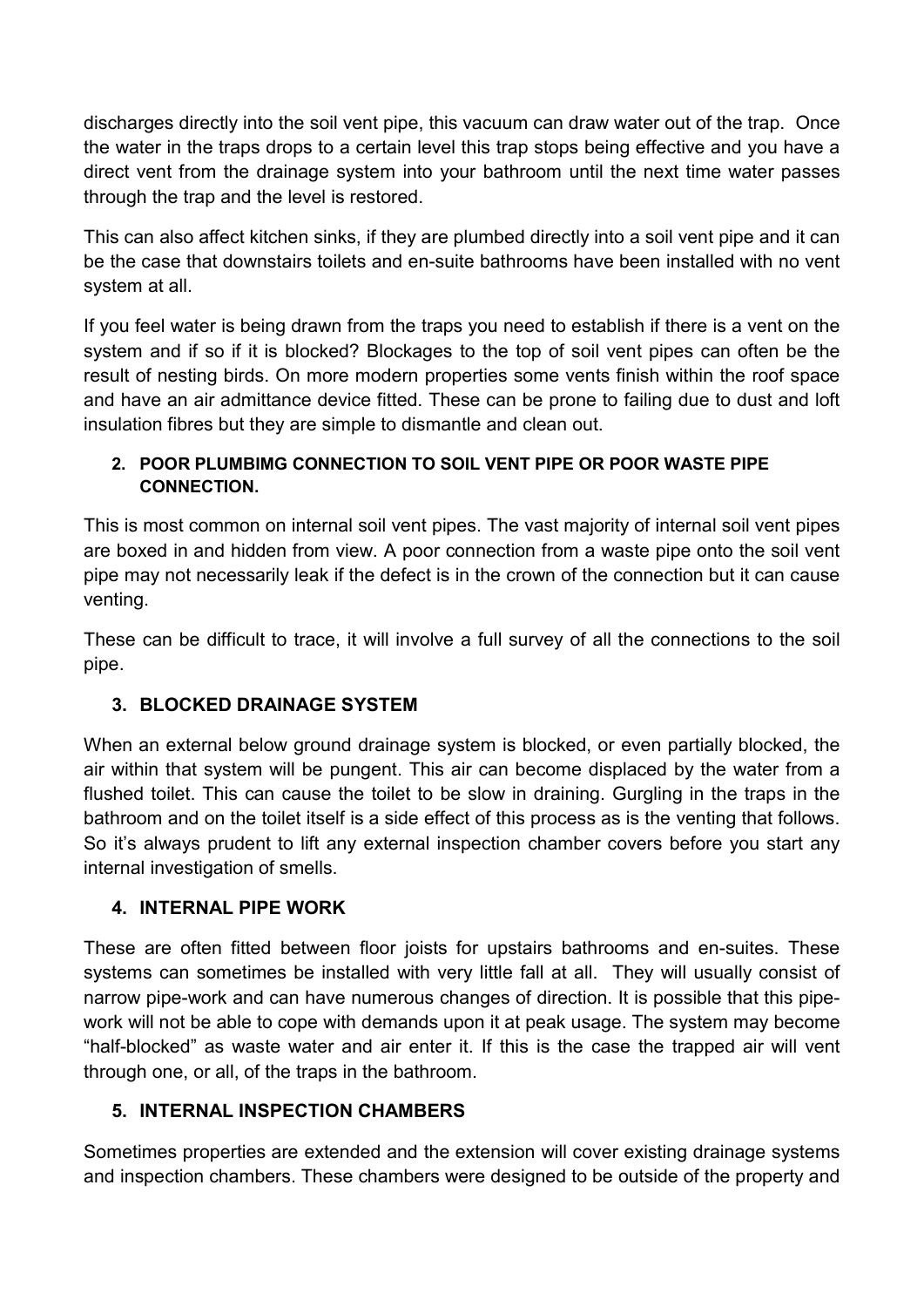discharges directly into the soil vent pipe, this vacuum can draw water out of the trap.  Once the water in the traps drops to a certain level this trap stops being effective and you have a direct vent from the drainage system into your bathroom until the next time water passes through the trap and the level is restored.

This can also affect kitchen sinks, if they are plumbed directly into a soil vent pipe and it can be the case that downstairs toilets and en-suite bathrooms have been installed with no vent system at all.

If you feel water is being drawn from the traps you need to establish if there is a vent on the system and if so if it is blocked? Blockages to the top of soil vent pipes can often be the result of nesting birds. On more modern properties some vents finish within the roof space and have an air admittance device fitted. These can be prone to failing due to dust and loft insulation fibres but they are simple to dismantle and clean out.

2. **POOR PLUMBIMG CONNECTION TO SOIL VENT PIPE OR POOR WASTE PIPE CONNECTION.**

This is most common on internal soil vent pipes. The vast majority of internal soil vent pipes are boxed in and hidden from view. A poor connection from a waste pipe onto the soil vent pipe may not necessarily leak if the defect is in the crown of the connection but it can cause venting.

These can be difficult to trace, it will involve a full survey of all the connections to the soil pipe.

3. **BLOCKED DRAINAGE SYSTEM**

When an external below ground drainage system is blocked, or even partially blocked, the air within that system will be pungent. This air can become displaced by the water from a flushed toilet. This can cause the toilet to be slow in draining. Gurgling in the traps in the bathroom and on the toilet itself is a side effect of this process as is the venting that follows. So it's always prudent to lift any external inspection chamber covers before you start any internal investigation of smells.

4. **INTERNAL PIPE WORK**

These are often fitted between floor joists for upstairs bathrooms and en-suites. These systems can sometimes be installed with very little fall at all.  They will usually consist of narrow pipe-work and can have numerous changes of direction. It is possible that this pipe-work will not be able to cope with demands upon it at peak usage. The system may become "half-blocked" as waste water and air enter it. If this is the case the trapped air will vent through one, or all, of the traps in the bathroom.

5. **INTERNAL INSPECTION CHAMBERS**

Sometimes properties are extended and the extension will cover existing drainage systems and inspection chambers. These chambers were designed to be outside of the property and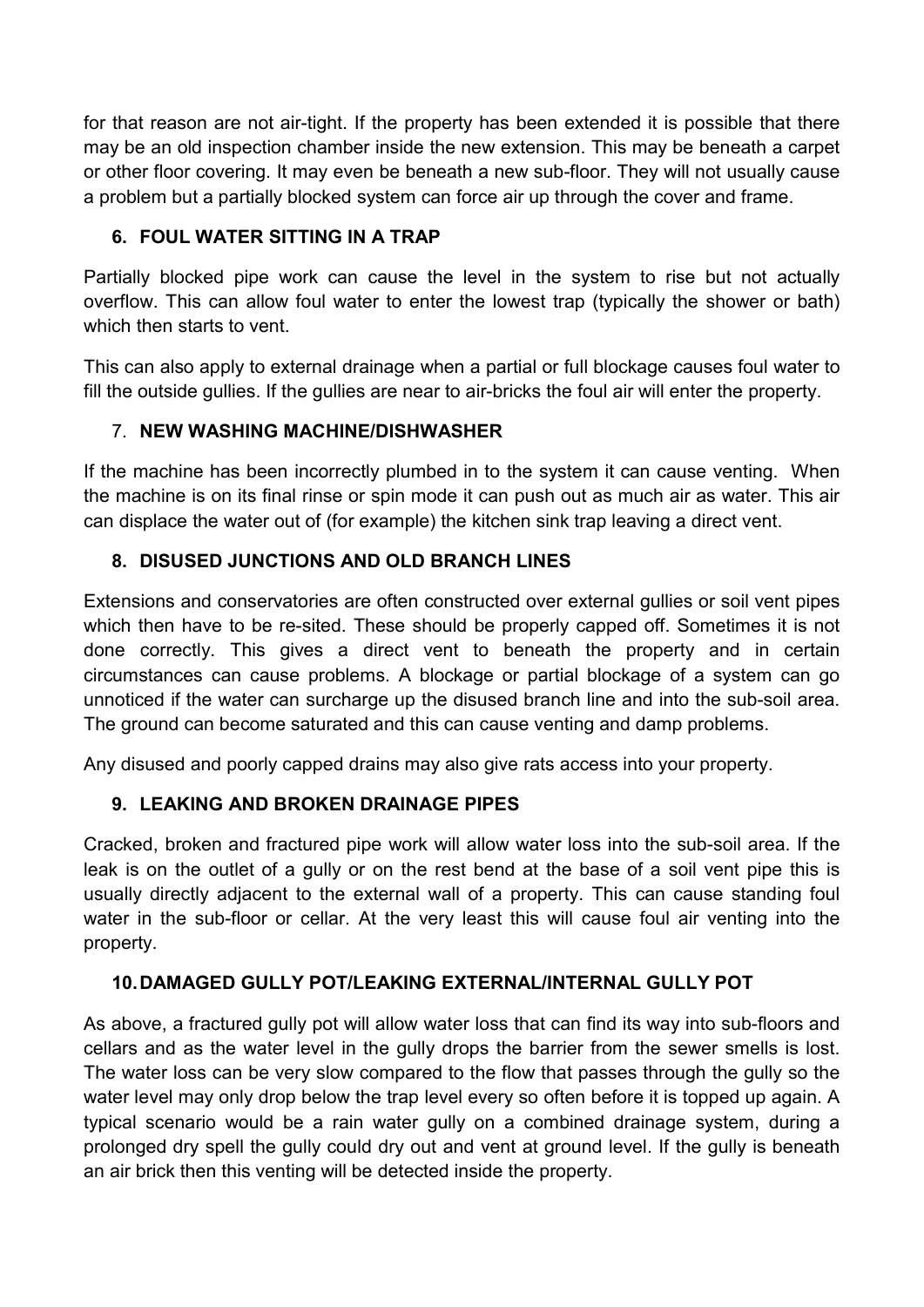for that reason are not air-tight. If the property has been extended it is possible that there may be an old inspection chamber inside the new extension. This may be beneath a carpet or other floor covering. It may even be beneath a new sub-floor. They will not usually cause a problem but a partially blocked system can force air up through the cover and frame.

### 6. FOUL WATER SITTING IN A TRAP

Partially blocked pipe work can cause the level in the system to rise but not actually overflow. This can allow foul water to enter the lowest trap (typically the shower or bath) which then starts to vent.

This can also apply to external drainage when a partial or full blockage causes foul water to fill the outside gullies. If the gullies are near to air-bricks the foul air will enter the property.

### 7. NEW WASHING MACHINE/DISHWASHER

If the machine has been incorrectly plumbed in to the system it can cause venting. When the machine is on its final rinse or spin mode it can push out as much air as water. This air can displace the water out of (for example) the kitchen sink trap leaving a direct vent.

### 8. DISUSED JUNCTIONS AND OLD BRANCH LINES

Extensions and conservatories are often constructed over external gullies or soil vent pipes which then have to be re-sited. These should be properly capped off. Sometimes it is not done correctly. This gives a direct vent to beneath the property and in certain circumstances can cause problems. A blockage or partial blockage of a system can go unnoticed if the water can surcharge up the disused branch line and into the sub-soil area. The ground can become saturated and this can cause venting and damp problems.

Any disused and poorly capped drains may also give rats access into your property.

### 9. LEAKING AND BROKEN DRAINAGE PIPES

Cracked, broken and fractured pipe work will allow water loss into the sub-soil area. If the leak is on the outlet of a gully or on the rest bend at the base of a soil vent pipe this is usually directly adjacent to the external wall of a property. This can cause standing foul water in the sub-floor or cellar. At the very least this will cause foul air venting into the property.

### 10. DAMAGED GULLY POT/LEAKING EXTERNAL/INTERNAL GULLY POT

As above, a fractured gully pot will allow water loss that can find its way into sub-floors and cellars and as the water level in the gully drops the barrier from the sewer smells is lost. The water loss can be very slow compared to the flow that passes through the gully so the water level may only drop below the trap level every so often before it is topped up again. A typical scenario would be a rain water gully on a combined drainage system, during a prolonged dry spell the gully could dry out and vent at ground level. If the gully is beneath an air brick then this venting will be detected inside the property.